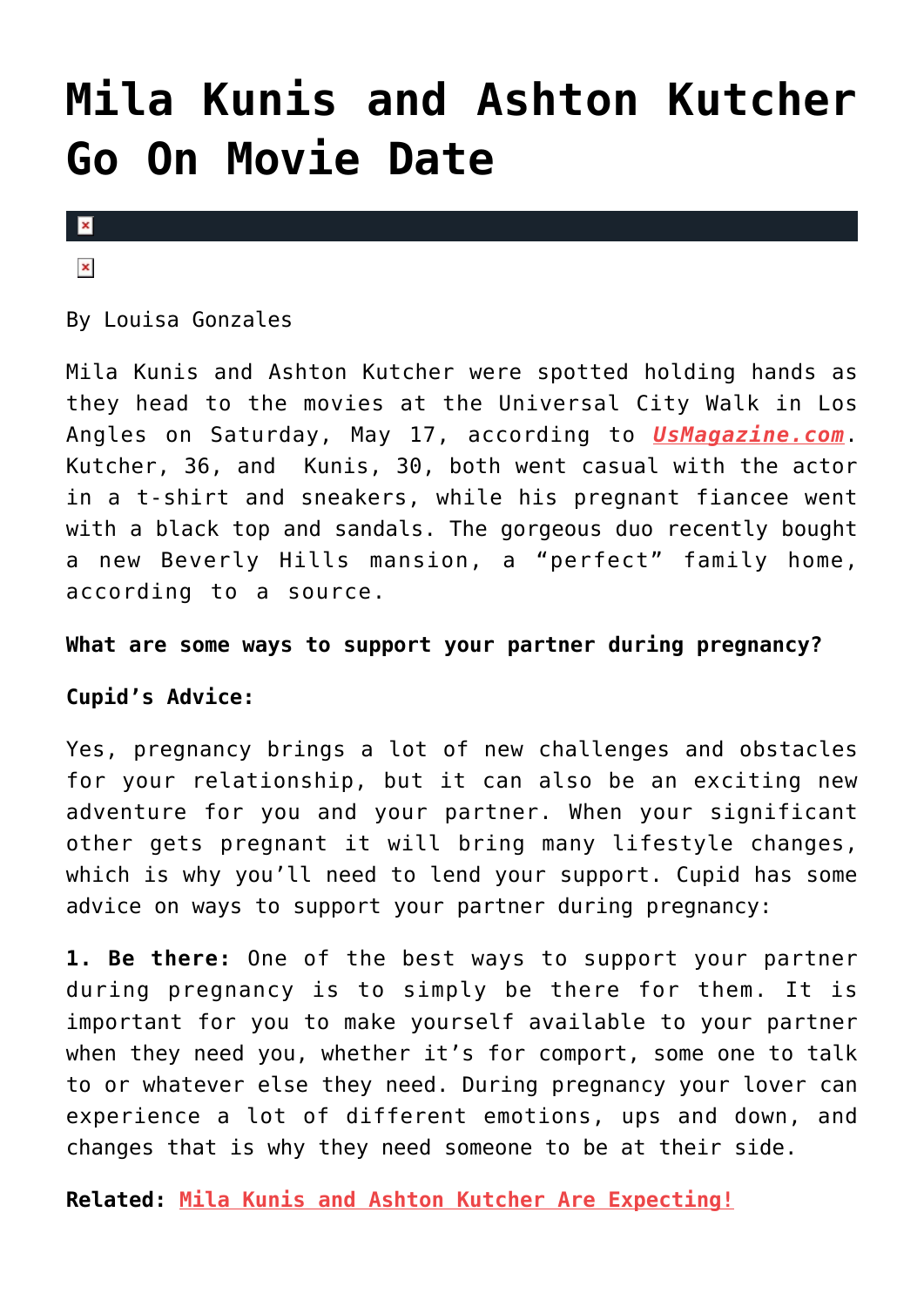# Mila Kunis and Ashton Kutcher Go On Movie Date

By Louisa Gonzales

Mila Kunis and Ashton Kutcher were spotted holding hands as they head to the movies at the Universal City Walk in Los Angles on Saturday, May 17, according to ***UsMagazine.com***. Kutcher, 36, and Kunis, 30, both went casual with the actor in a t-shirt and sneakers, while his pregnant fiancee went with a black top and sandals. The gorgeous duo recently bought a new Beverly Hills mansion, a "perfect" family home, according to a source.

**What are some ways to support your partner during pregnancy?**

**Cupid's Advice:**

Yes, pregnancy brings a lot of new challenges and obstacles for your relationship, but it can also be an exciting new adventure for you and your partner. When your significant other gets pregnant it will bring many lifestyle changes, which is why you'll need to lend your support. Cupid has some advice on ways to support your partner during pregnancy:

**1. Be there:** One of the best ways to support your partner during pregnancy is to simply be there for them. It is important for you to make yourself available to your partner when they need you, whether it's for comport, some one to talk to or whatever else they need. During pregnancy your lover can experience a lot of different emotions, ups and down, and changes that is why they need someone to be at their side.

**Related: Mila Kunis and Ashton Kutcher Are Expecting!**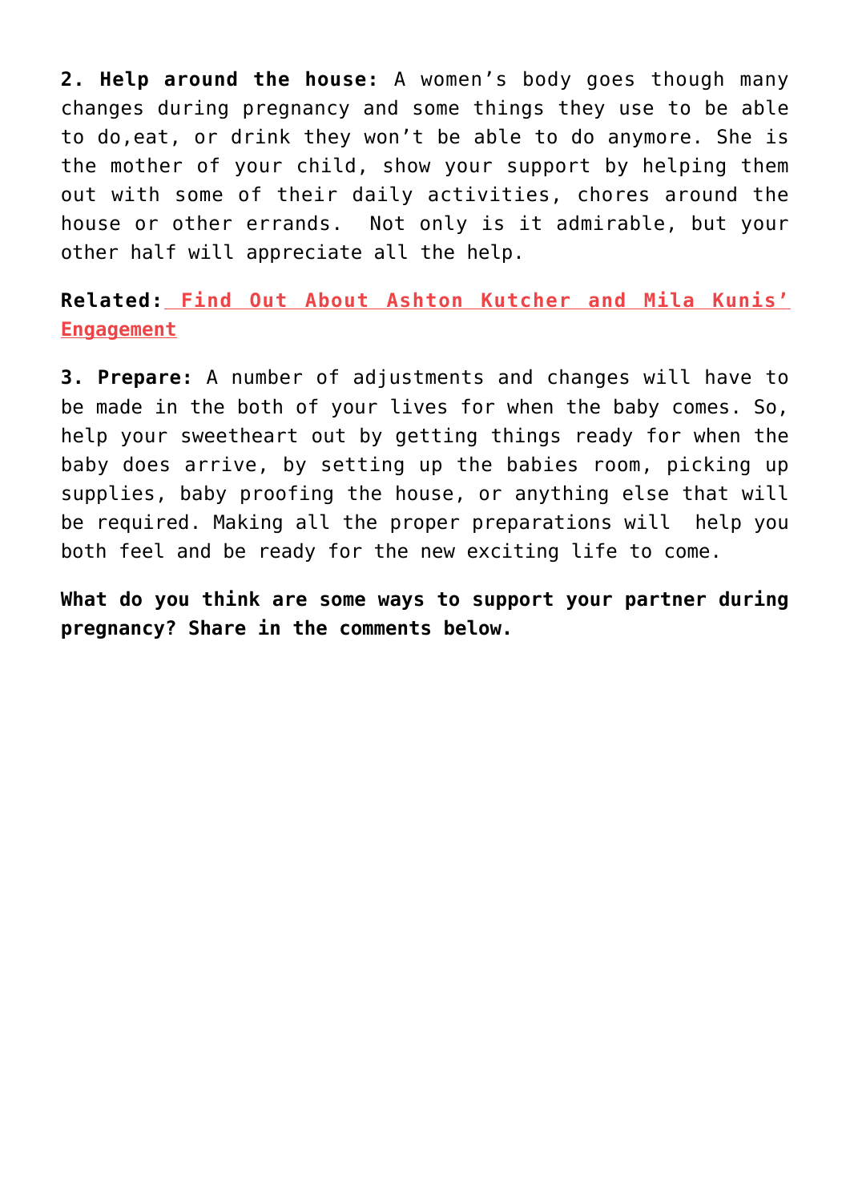**2. Help around the house:** A women's body goes though many changes during pregnancy and some things they use to be able to do,eat, or drink they won't be able to do anymore. She is the mother of your child, show your support by helping them out with some of their daily activities, chores around the house or other errands. Not only is it admirable, but your other half will appreciate all the help.

**Related:** Find Out About Ashton Kutcher and Mila Kunis' Engagement

**3. Prepare:** A number of adjustments and changes will have to be made in the both of your lives for when the baby comes. So, help your sweetheart out by getting things ready for when the baby does arrive, by setting up the babies room, picking up supplies, baby proofing the house, or anything else that will be required. Making all the proper preparations will help you both feel and be ready for the new exciting life to come.

**What do you think are some ways to support your partner during pregnancy? Share in the comments below.**